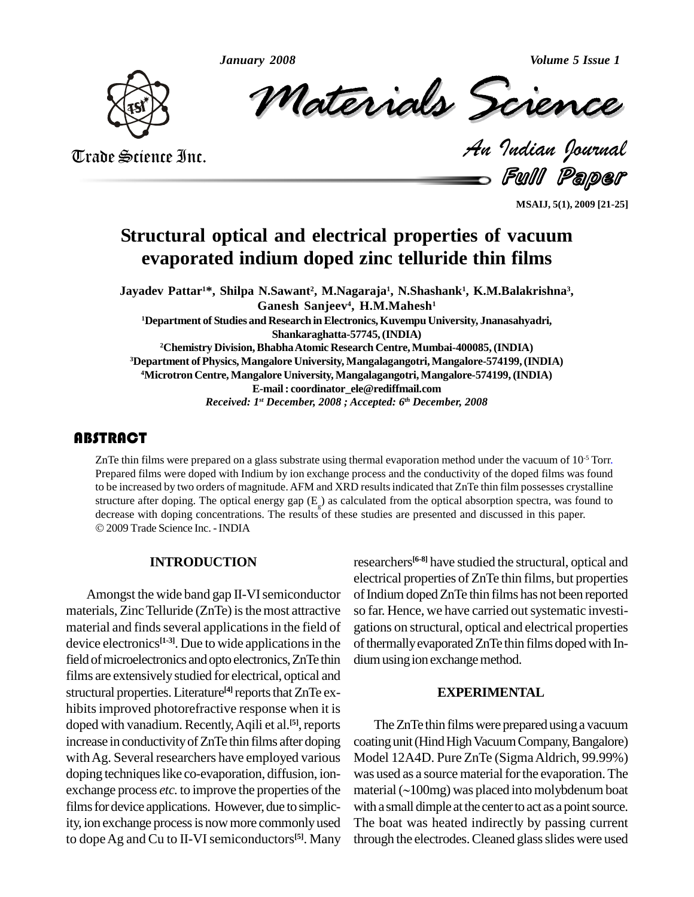# Structural optical and electrical properties of vacuum evaporated indium doped zinc telluride thin films

**Jayadev Pattar[1]\*, Shilpa N.Sawant[2], M.Nagaraja[1], N.Shashank[1], K.M.Balakrishna[3], Ganesh Sanjeev[4], H.M.Mahesh[1]**

[1]Department of Studies and Research in Electronics, Kuvempu University, Jnanasahyadri, Shankaraghatta-57745, (INDIA)

[2]Chemistry Division, Bhabha Atomic Research Centre, Mumbai-400085, (INDIA)

[3]Department of Physics, Mangalore University, Mangalagangotri, Mangalore-574199, (INDIA)

[4]Microtron Centre, Mangalore University, Mangalagangotri, Mangalore-574199, (INDIA)

E-mail : coordinator_ele@rediffmail.com

*Received: 1st December, 2008 ; Accepted: 6th December, 2008*

## ABSTRACT

ZnTe thin films were prepared on a glass substrate using thermal evaporation method under the vacuum of $10^{-5}$ Torr. Prepared films were doped with Indium by ion exchange process and the conductivity of the doped films was found to be increased by two orders of magnitude. AFM and XRD results indicated that ZnTe thin film possesses crystalline structure after doping. The optical energy gap ($E_g$) as calculated from the optical absorption spectra, was found to decrease with doping concentrations. The results of these studies are presented and discussed in this paper.

© 2009 Trade Science Inc. - INDIA

## INTRODUCTION

Amongst the wide band gap II-VI semiconductor materials, Zinc Telluride (ZnTe) is the most attractive material and finds several applications in the field of device electronics[1-3]. Due to wide applications in the field of microelectronics and opto electronics, ZnTe thin films are extensively studied for electrical, optical and structural properties. Literature[4] reports that ZnTe exhibits improved photorefractive response when it is doped with vanadium. Recently, Aqili et al.[5], reports increase in conductivity of ZnTe thin films after doping with Ag. Several researchers have employed various doping techniques like co-evaporation, diffusion, ion-exchange process *etc.* to improve the properties of the films for device applications. However, due to simplicity, ion exchange process is now more commonly used to dope Ag and Cu to II-VI semiconductors[5]. Many researchers[6-8] have studied the structural, optical and electrical properties of ZnTe thin films, but properties of Indium doped ZnTe thin films has not been reported so far. Hence, we have carried out systematic investigations on structural, optical and electrical properties of thermally evaporated ZnTe thin films doped with Indium using ion exchange method.

## EXPERIMENTAL

The ZnTe thin films were prepared using a vacuum coating unit (Hind High Vacuum Company, Bangalore) Model 12A4D. Pure ZnTe (Sigma Aldrich, 99.99%) was used as a source material for the evaporation. The material (~100mg) was placed into molybdenum boat with a small dimple at the center to act as a point source. The boat was heated indirectly by passing current through the electrodes. Cleaned glass slides were used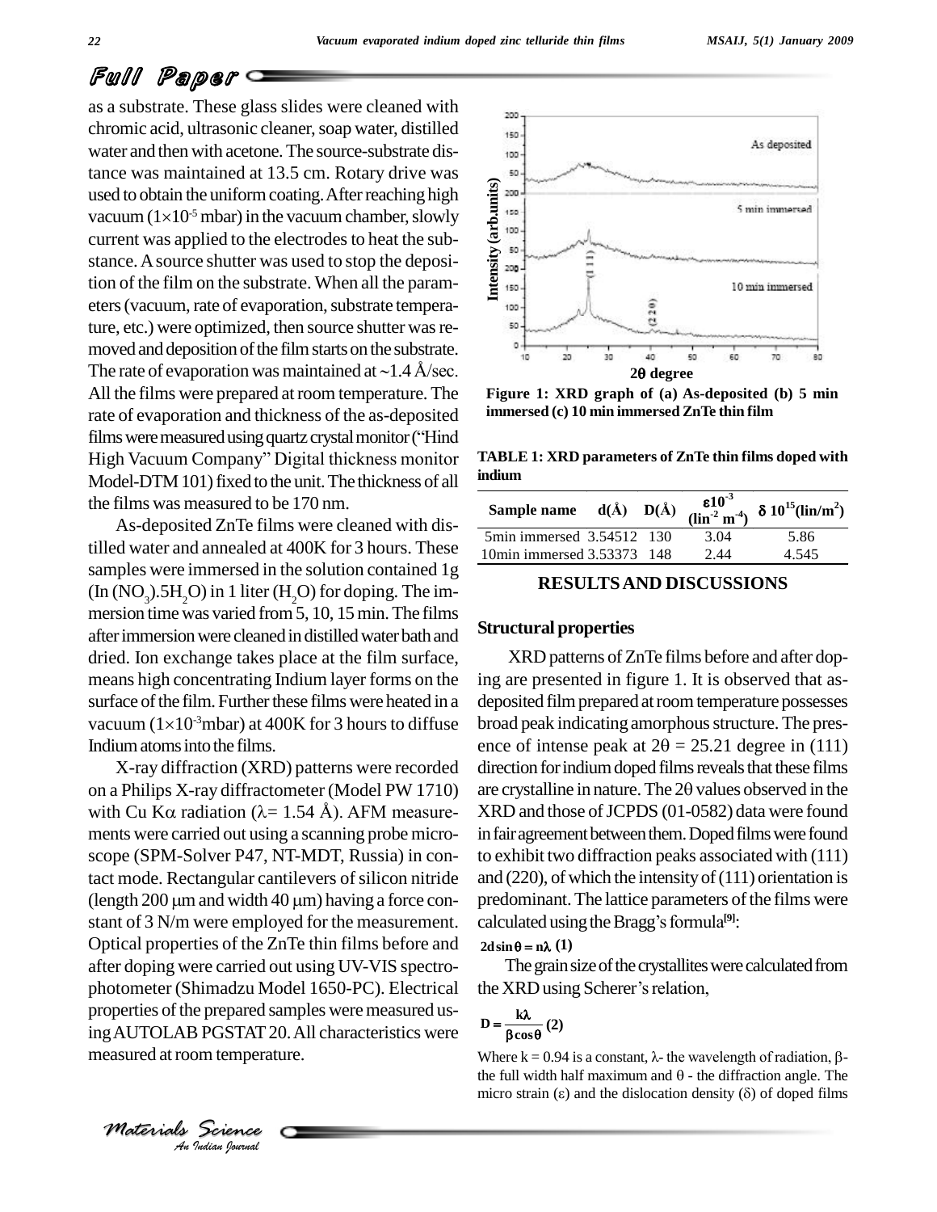as a substrate. These glass slides were cleaned with chromic acid, ultrasonic cleaner, soap water, distilled water and then with acetone. The source-substrate distance was maintained at 13.5 cm. Rotary drive was used to obtain the uniform coating. After reaching high vacuum ($1\times10^{-5}$ mbar) in the vacuum chamber, slowly current was applied to the electrodes to heat the substance. A source shutter was used to stop the deposition of the film on the substrate. When all the parameters (vacuum, rate of evaporation, substrate temperature, etc.) were optimized, then source shutter was removed and deposition of the film starts on the substrate. The rate of evaporation was maintained at ~1.4 Å/sec. All the films were prepared at room temperature. The rate of evaporation and thickness of the as-deposited films were measured using quartz crystal monitor ("Hind High Vacuum Company" Digital thickness monitor Model-DTM 101) fixed to the unit. The thickness of all the films was measured to be 170 nm.

As-deposited ZnTe films were cleaned with distilled water and annealed at 400K for 3 hours. These samples were immersed in the solution contained 1g ($In(NO_3).5H_2O$) in 1 liter ($H_2O$) for doping. The immersion time was varied from 5, 10, 15 min. The films after immersion were cleaned in distilled water bath and dried. Ion exchange takes place at the film surface, means high concentrating Indium layer forms on the surface of the film. Further these films were heated in a vacuum ($1\times10^{-3}$mbar) at 400K for 3 hours to diffuse Indium atoms into the films.

X-ray diffraction (XRD) patterns were recorded on a Philips X-ray diffractometer (Model PW 1710) with Cu Kα radiation (λ= 1.54 Å). AFM measurements were carried out using a scanning probe microscope (SPM-Solver P47, NT-MDT, Russia) in contact mode. Rectangular cantilevers of silicon nitride (length 200 μm and width 40 μm) having a force constant of 3 N/m were employed for the measurement. Optical properties of the ZnTe thin films before and after doping were carried out using UV-VIS spectrophotometer (Shimadzu Model 1650-PC). Electrical properties of the prepared samples were measured using AUTOLAB PGSTAT 20. All characteristics were measured at room temperature.

**Figure 1: XRD graph of (a) As-deposited (b) 5 min immersed (c) 10 min immersed ZnTe thin film**

**TABLE 1: XRD parameters of ZnTe thin films doped with indium**

| Sample name | d(Å) | D(Å) | $\varepsilon 10^{-3}$ ($lin^{-2}$ $m^{-4}$) | $\delta$ $10^{15}$($lin/m^2$) |
|---|---|---|---|---|
| 5min immersed | 3.54512 | 130 | 3.04 | 5.86 |
| 10min immersed | 3.53373 | 148 | 2.44 | 4.545 |

## RESULTS AND DISCUSSIONS

### Structural properties

XRD patterns of ZnTe films before and after doping are presented in figure 1. It is observed that as-deposited film prepared at room temperature possesses broad peak indicating amorphous structure. The presence of intense peak at 2θ = 25.21 degree in (111) direction for indium doped films reveals that these films are crystalline in nature. The 2θ values observed in the XRD and those of JCPDS (01-0582) data were found in fair agreement between them. Doped films were found to exhibit two diffraction peaks associated with (111) and (220), of which the intensity of (111) orientation is predominant. The lattice parameters of the films were calculated using the Bragg's formula[9]:

$$2d\sin\theta = n\lambda \quad (1)$$

The grain size of the crystallites were calculated from the XRD using Scherer's relation,

$$D = \frac{k\lambda}{\beta\cos\theta} \quad (2)$$

Where k = 0.94 is a constant, λ- the wavelength of radiation, β- the full width half maximum and θ - the diffraction angle. The micro strain (ε) and the dislocation density (δ) of doped films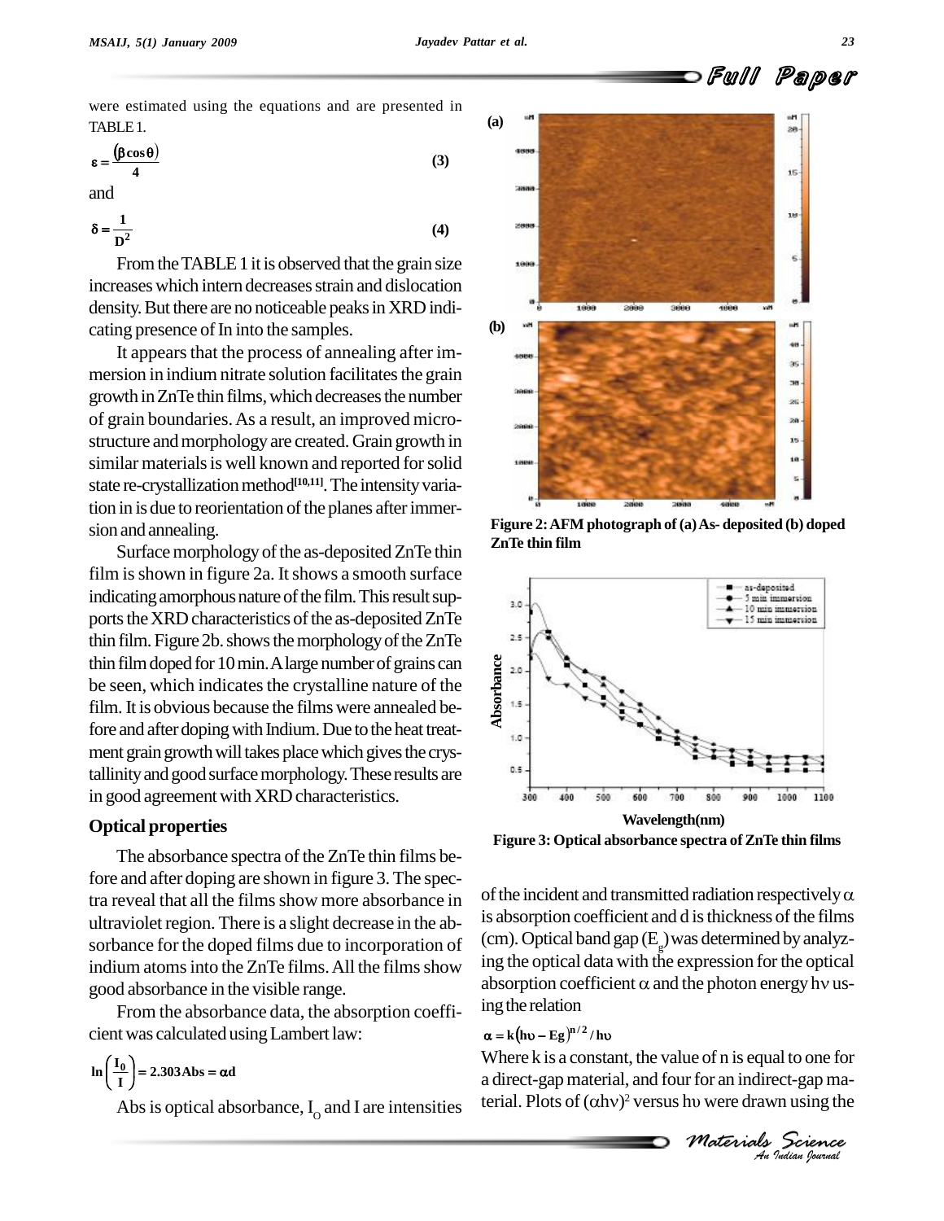were estimated using the equations and are presented in TABLE 1.

$$\varepsilon = \frac{(\beta\cos\theta)}{4} \quad (3)$$

and

$$\delta = \frac{1}{D^2} \quad (4)$$

From the TABLE 1 it is observed that the grain size increases which intern decreases strain and dislocation density. But there are no noticeable peaks in XRD indicating presence of In into the samples.

It appears that the process of annealing after immersion in indium nitrate solution facilitates the grain growth in ZnTe thin films, which decreases the number of grain boundaries. As a result, an improved microstructure and morphology are created. Grain growth in similar materials is well known and reported for solid state re-crystallization method[10,11]. The intensity variation in is due to reorientation of the planes after immersion and annealing.

Surface morphology of the as-deposited ZnTe thin film is shown in figure 2a. It shows a smooth surface indicating amorphous nature of the film. This result supports the XRD characteristics of the as-deposited ZnTe thin film. Figure 2b. shows the morphology of the ZnTe thin film doped for 10 min. A large number of grains can be seen, which indicates the crystalline nature of the film. It is obvious because the films were annealed before and after doping with Indium. Due to the heat treatment grain growth will takes place which gives the crystallinity and good surface morphology. These results are in good agreement with XRD characteristics.

**Figure 2: AFM photograph of (a) As- deposited (b) doped ZnTe thin film**

**Figure 3: Optical absorbance spectra of ZnTe thin films**

## Optical properties

The absorbance spectra of the ZnTe thin films before and after doping are shown in figure 3. The spectra reveal that all the films show more absorbance in ultraviolet region. There is a slight decrease in the absorbance for the doped films due to incorporation of indium atoms into the ZnTe films. All the films show good absorbance in the visible range.

From the absorbance data, the absorption coefficient was calculated using Lambert law:

$$\ln\left(\frac{I_0}{I}\right) = 2.303\text{Abs} = \alpha d$$

Abs is optical absorbance, $I_O$ and I are intensities of the incident and transmitted radiation respectively $\alpha$ is absorption coefficient and d is thickness of the films (cm). Optical band gap ($E_g$) was determined by analyzing the optical data with the expression for the optical absorption coefficient $\alpha$ and the photon energy $h\nu$ using the relation

$$\alpha = k(h\upsilon - Eg)^{n/2}/h\upsilon$$

Where k is a constant, the value of n is equal to one for a direct-gap material, and four for an indirect-gap material. Plots of $(\alpha h\nu)^2$ versus $h\upsilon$ were drawn using the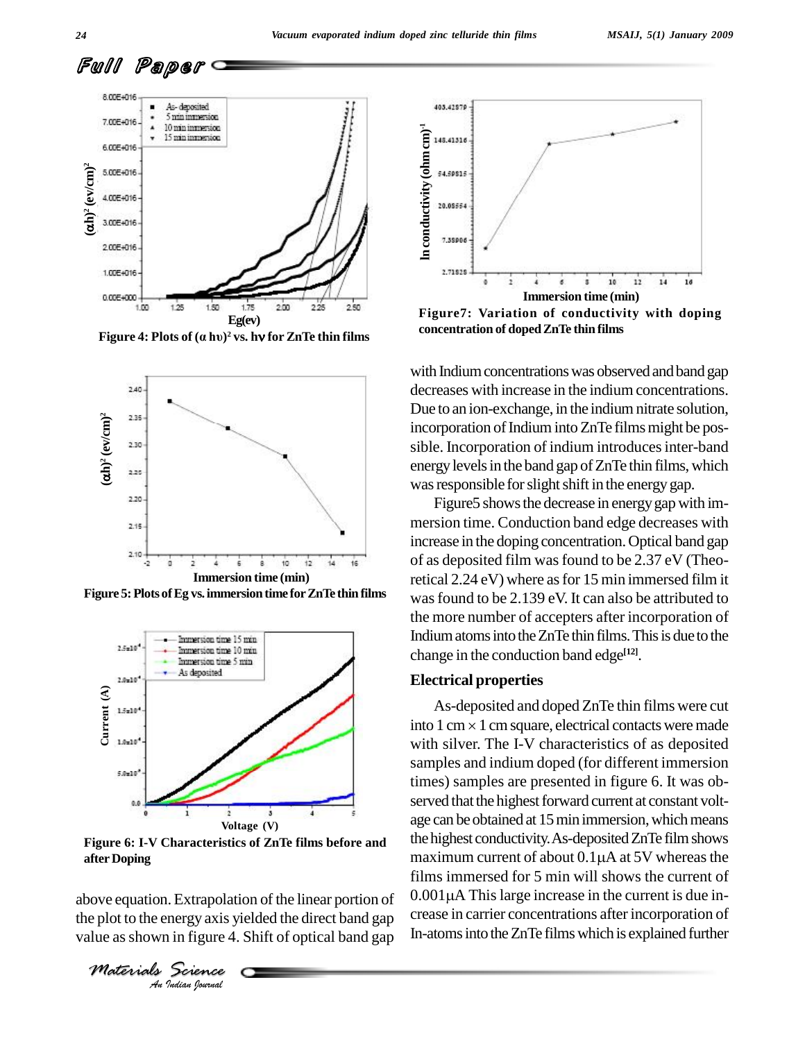**Figure 4: Plots of $(\alpha h\upsilon)^2$ vs. hγ for ZnTe thin films**

**Figure 5: Plots of Eg vs. immersion time for ZnTe thin films**

**Figure 6: I-V Characteristics of ZnTe films before and after Doping**

above equation. Extrapolation of the linear portion of the plot to the energy axis yielded the direct band gap value as shown in figure 4. Shift of optical band gap

**Figure7: Variation of conductivity with doping concentration of doped ZnTe thin films**

with Indium concentrations was observed and band gap decreases with increase in the indium concentrations. Due to an ion-exchange, in the indium nitrate solution, incorporation of Indium into ZnTe films might be possible. Incorporation of indium introduces inter-band energy levels in the band gap of ZnTe thin films, which was responsible for slight shift in the energy gap.

Figure5 shows the decrease in energy gap with immersion time. Conduction band edge decreases with increase in the doping concentration. Optical band gap of as deposited film was found to be 2.37 eV (Theoretical 2.24 eV) where as for 15 min immersed film it was found to be 2.139 eV. It can also be attributed to the more number of accepters after incorporation of Indium atoms into the ZnTe thin films. This is due to the change in the conduction band edge[12].

## Electrical properties

As-deposited and doped ZnTe thin films were cut into 1 cm × 1 cm square, electrical contacts were made with silver. The I-V characteristics of as deposited samples and indium doped (for different immersion times) samples are presented in figure 6. It was observed that the highest forward current at constant voltage can be obtained at 15 min immersion, which means the highest conductivity. As-deposited ZnTe film shows maximum current of about 0.1μA at 5V whereas the films immersed for 5 min will shows the current of 0.001μA This large increase in the current is due increase in carrier concentrations after incorporation of In-atoms into the ZnTe films which is explained further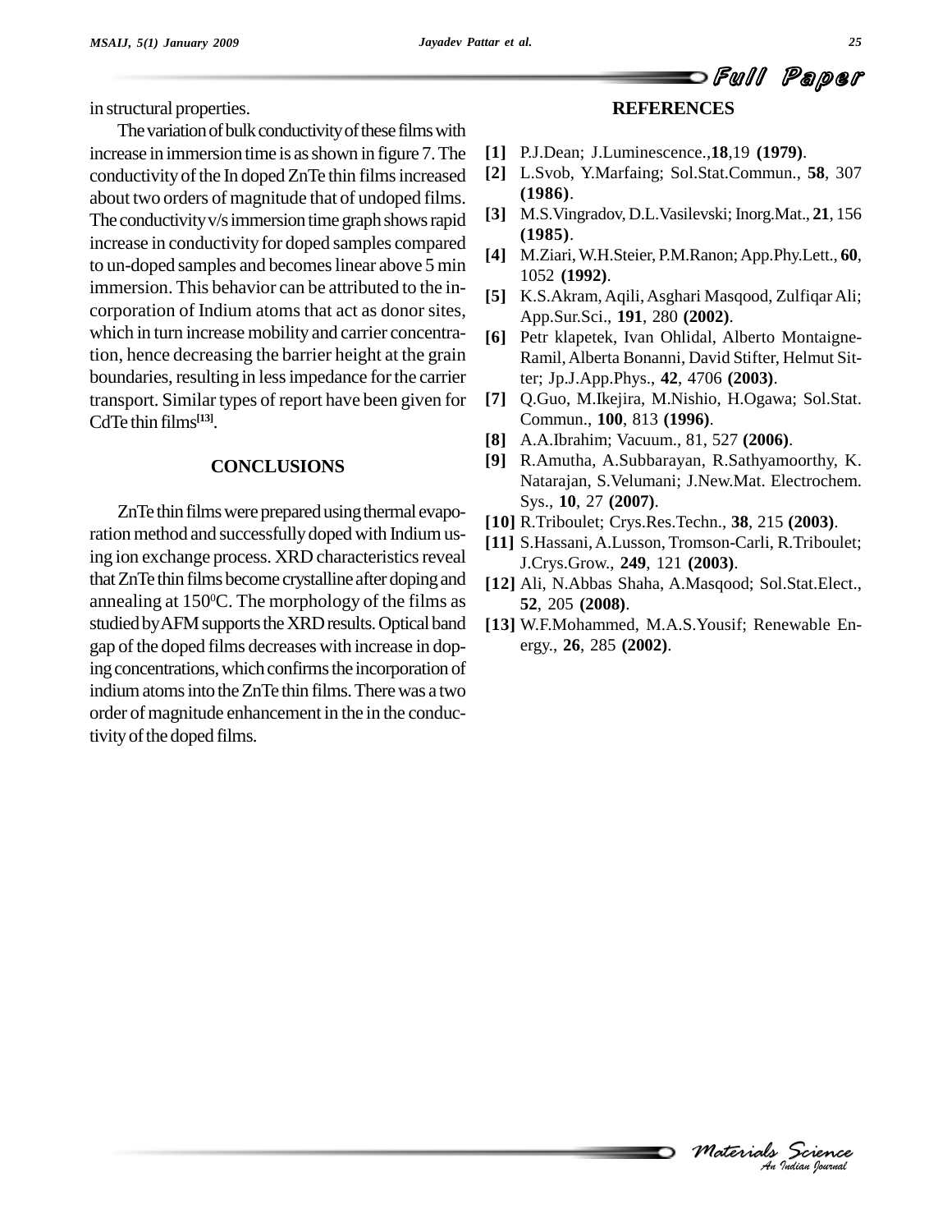in structural properties.

The variation of bulk conductivity of these films with increase in immersion time is as shown in figure 7. The conductivity of the In doped ZnTe thin films increased about two orders of magnitude that of undoped films. The conductivity v/s immersion time graph shows rapid increase in conductivity for doped samples compared to un-doped samples and becomes linear above 5 min immersion. This behavior can be attributed to the incorporation of Indium atoms that act as donor sites, which in turn increase mobility and carrier concentration, hence decreasing the barrier height at the grain boundaries, resulting in less impedance for the carrier transport. Similar types of report have been given for CdTe thin films[13].

## CONCLUSIONS

ZnTe thin films were prepared using thermal evaporation method and successfully doped with Indium using ion exchange process. XRD characteristics reveal that ZnTe thin films become crystalline after doping and annealing at $150^0$C. The morphology of the films as studied by AFM supports the XRD results. Optical band gap of the doped films decreases with increase in doping concentrations, which confirms the incorporation of indium atoms into the ZnTe thin films. There was a two order of magnitude enhancement in the in the conductivity of the doped films.

## REFERENCES

**[1]** P.J.Dean; J.Luminescence., **18**,19 **(1979)**.

**[2]** L.Svob, Y.Marfaing; Sol.Stat.Commun., **58**, 307 **(1986)**.

**[3]** M.S.Vingradov, D.L.Vasilevski; Inorg.Mat., **21**, 156 **(1985)**.

**[4]** M.Ziari, W.H.Steier, P.M.Ranon; App.Phy.Lett., **60**, 1052 **(1992)**.

**[5]** K.S.Akram, Aqili, Asghari Masqood, Zulfiqar Ali; App.Sur.Sci., **191**, 280 **(2002)**.

**[6]** Petr klapetek, Ivan Ohlidal, Alberto Montaigne-Ramil, Alberta Bonanni, David Stifter, Helmut Sitter; Jp.J.App.Phys., **42**, 4706 **(2003)**.

**[7]** Q.Guo, M.Ikejira, M.Nishio, H.Ogawa; Sol.Stat. Commun., **100**, 813 **(1996)**.

**[8]** A.A.Ibrahim; Vacuum., 81, 527 **(2006)**.

**[9]** R.Amutha, A.Subbarayan, R.Sathyamoorthy, K. Natarajan, S.Velumani; J.New.Mat. Electrochem. Sys., **10**, 27 **(2007)**.

**[10]** R.Triboulet; Crys.Res.Techn., **38**, 215 **(2003)**.

**[11]** S.Hassani, A.Lusson, Tromson-Carli, R.Triboulet; J.Crys.Grow., **249**, 121 **(2003)**.

**[12]** Ali, N.Abbas Shaha, A.Masqood; Sol.Stat.Elect., **52**, 205 **(2008)**.

**[13]** W.F.Mohammed, M.A.S.Yousif; Renewable Energy., **26**, 285 **(2002)**.